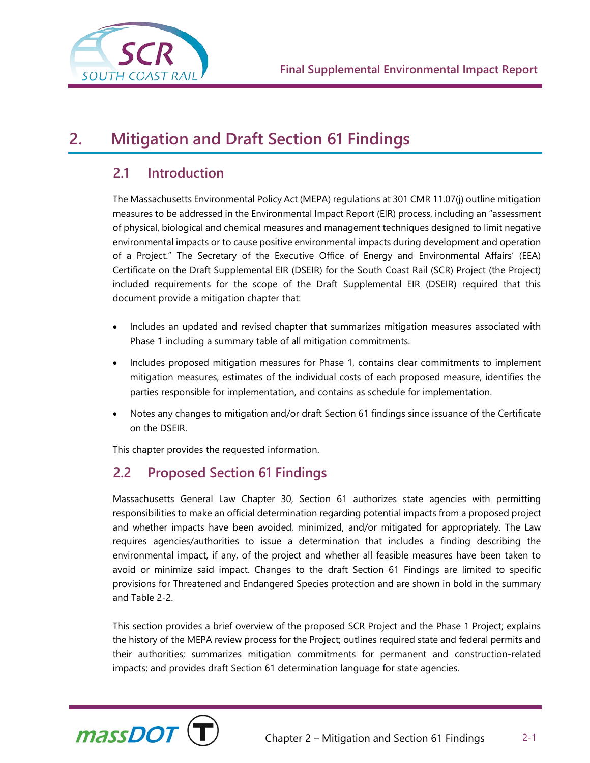# 2. Mitigation and Draft Section 61 Findings

## 2.1 Introduction

The Massachusetts Environmental Policy Act (MEPA) regulations at 301 CMR 11.07(j) outline mitigation measures to be addressed in the Environmental Impact Report (EIR) process, including an "assessment of physical, biological and chemical measures and management techniques designed to limit negative environmental impacts or to cause positive environmental impacts during development and operation of a Project." The Secretary of the Executive Office of Energy and Environmental Affairs' (EEA) Certificate on the Draft Supplemental EIR (DSEIR) for the South Coast Rail (SCR) Project (the Project) included requirements for the scope of the Draft Supplemental EIR (DSEIR) required that this document provide a mitigation chapter that:

- Includes an updated and revised chapter that summarizes mitigation measures associated with Phase 1 including a summary table of all mitigation commitments.
- Includes proposed mitigation measures for Phase 1, contains clear commitments to implement mitigation measures, estimates of the individual costs of each proposed measure, identifies the parties responsible for implementation, and contains as schedule for implementation.
- Notes any changes to mitigation and/or draft Section 61 findings since issuance of the Certificate on the DSEIR.

This chapter provides the requested information.

## 2.2 Proposed Section 61 Findings

Massachusetts General Law Chapter 30, Section 61 authorizes state agencies with permitting responsibilities to make an official determination regarding potential impacts from a proposed project and whether impacts have been avoided, minimized, and/or mitigated for appropriately. The Law requires agencies/authorities to issue a determination that includes a finding describing the environmental impact, if any, of the project and whether all feasible measures have been taken to avoid or minimize said impact. Changes to the draft Section 61 Findings are limited to specific provisions for Threatened and Endangered Species protection and are shown in bold in the summary and Table 2-2.

This section provides a brief overview of the proposed SCR Project and the Phase 1 Project; explains the history of the MEPA review process for the Project; outlines required state and federal permits and their authorities; summarizes mitigation commitments for permanent and construction-related impacts; and provides draft Section 61 determination language for state agencies.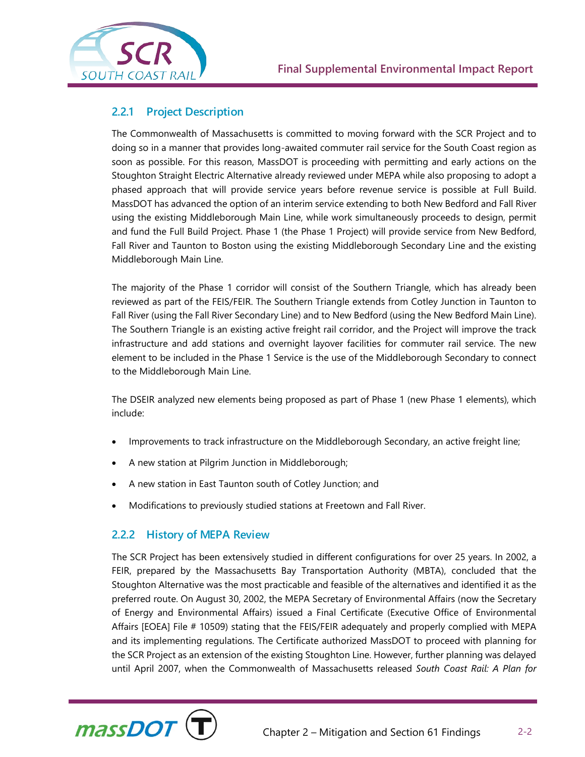### 2.2.1 Project Description

The Commonwealth of Massachusetts is committed to moving forward with the SCR Project and to doing so in a manner that provides long-awaited commuter rail service for the South Coast region as soon as possible. For this reason, MassDOT is proceeding with permitting and early actions on the Stoughton Straight Electric Alternative already reviewed under MEPA while also proposing to adopt a phased approach that will provide service years before revenue service is possible at Full Build. MassDOT has advanced the option of an interim service extending to both New Bedford and Fall River using the existing Middleborough Main Line, while work simultaneously proceeds to design, permit and fund the Full Build Project. Phase 1 (the Phase 1 Project) will provide service from New Bedford, Fall River and Taunton to Boston using the existing Middleborough Secondary Line and the existing Middleborough Main Line.

The majority of the Phase 1 corridor will consist of the Southern Triangle, which has already been reviewed as part of the FEIS/FEIR. The Southern Triangle extends from Cotley Junction in Taunton to Fall River (using the Fall River Secondary Line) and to New Bedford (using the New Bedford Main Line). The Southern Triangle is an existing active freight rail corridor, and the Project will improve the track infrastructure and add stations and overnight layover facilities for commuter rail service. The new element to be included in the Phase 1 Service is the use of the Middleborough Secondary to connect to the Middleborough Main Line.

The DSEIR analyzed new elements being proposed as part of Phase 1 (new Phase 1 elements), which include:

- Improvements to track infrastructure on the Middleborough Secondary, an active freight line;
- A new station at Pilgrim Junction in Middleborough;
- A new station in East Taunton south of Cotley Junction; and
- Modifications to previously studied stations at Freetown and Fall River.

### 2.2.2 History of MEPA Review

The SCR Project has been extensively studied in different configurations for over 25 years. In 2002, a FEIR, prepared by the Massachusetts Bay Transportation Authority (MBTA), concluded that the Stoughton Alternative was the most practicable and feasible of the alternatives and identified it as the preferred route. On August 30, 2002, the MEPA Secretary of Environmental Affairs (now the Secretary of Energy and Environmental Affairs) issued a Final Certificate (Executive Office of Environmental Affairs [EOEA] File # 10509) stating that the FEIS/FEIR adequately and properly complied with MEPA and its implementing regulations. The Certificate authorized MassDOT to proceed with planning for the SCR Project as an extension of the existing Stoughton Line. However, further planning was delayed until April 2007, when the Commonwealth of Massachusetts released *South Coast Rail: A Plan for*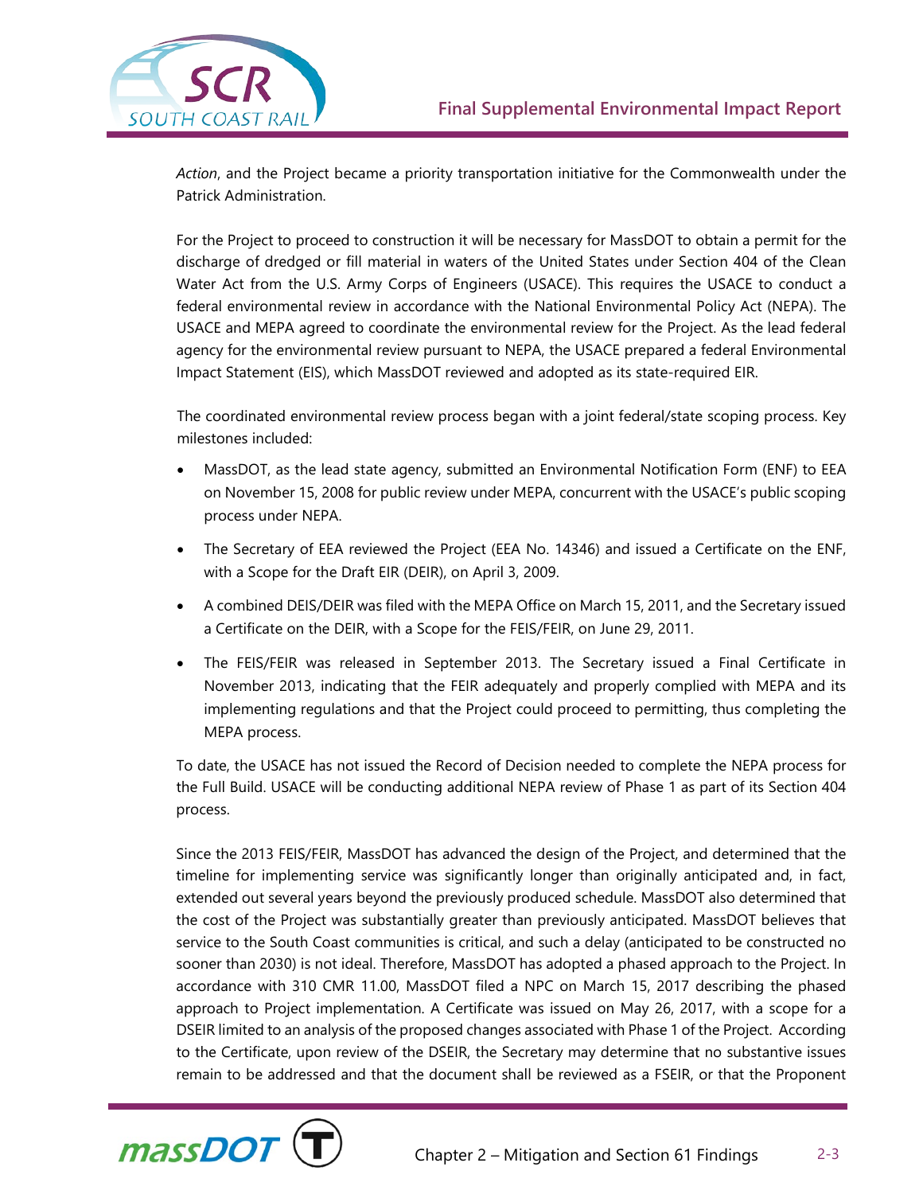*Action*, and the Project became a priority transportation initiative for the Commonwealth under the Patrick Administration.

For the Project to proceed to construction it will be necessary for MassDOT to obtain a permit for the discharge of dredged or fill material in waters of the United States under Section 404 of the Clean Water Act from the U.S. Army Corps of Engineers (USACE). This requires the USACE to conduct a federal environmental review in accordance with the National Environmental Policy Act (NEPA). The USACE and MEPA agreed to coordinate the environmental review for the Project. As the lead federal agency for the environmental review pursuant to NEPA, the USACE prepared a federal Environmental Impact Statement (EIS), which MassDOT reviewed and adopted as its state-required EIR.

The coordinated environmental review process began with a joint federal/state scoping process. Key milestones included:

- MassDOT, as the lead state agency, submitted an Environmental Notification Form (ENF) to EEA on November 15, 2008 for public review under MEPA, concurrent with the USACE's public scoping process under NEPA.
- The Secretary of EEA reviewed the Project (EEA No. 14346) and issued a Certificate on the ENF, with a Scope for the Draft EIR (DEIR), on April 3, 2009.
- A combined DEIS/DEIR was filed with the MEPA Office on March 15, 2011, and the Secretary issued a Certificate on the DEIR, with a Scope for the FEIS/FEIR, on June 29, 2011.
- The FEIS/FEIR was released in September 2013. The Secretary issued a Final Certificate in November 2013, indicating that the FEIR adequately and properly complied with MEPA and its implementing regulations and that the Project could proceed to permitting, thus completing the MEPA process.

To date, the USACE has not issued the Record of Decision needed to complete the NEPA process for the Full Build. USACE will be conducting additional NEPA review of Phase 1 as part of its Section 404 process.

Since the 2013 FEIS/FEIR, MassDOT has advanced the design of the Project, and determined that the timeline for implementing service was significantly longer than originally anticipated and, in fact, extended out several years beyond the previously produced schedule. MassDOT also determined that the cost of the Project was substantially greater than previously anticipated. MassDOT believes that service to the South Coast communities is critical, and such a delay (anticipated to be constructed no sooner than 2030) is not ideal. Therefore, MassDOT has adopted a phased approach to the Project. In accordance with 310 CMR 11.00, MassDOT filed a NPC on March 15, 2017 describing the phased approach to Project implementation. A Certificate was issued on May 26, 2017, with a scope for a DSEIR limited to an analysis of the proposed changes associated with Phase 1 of the Project. According to the Certificate, upon review of the DSEIR, the Secretary may determine that no substantive issues remain to be addressed and that the document shall be reviewed as a FSEIR, or that the Proponent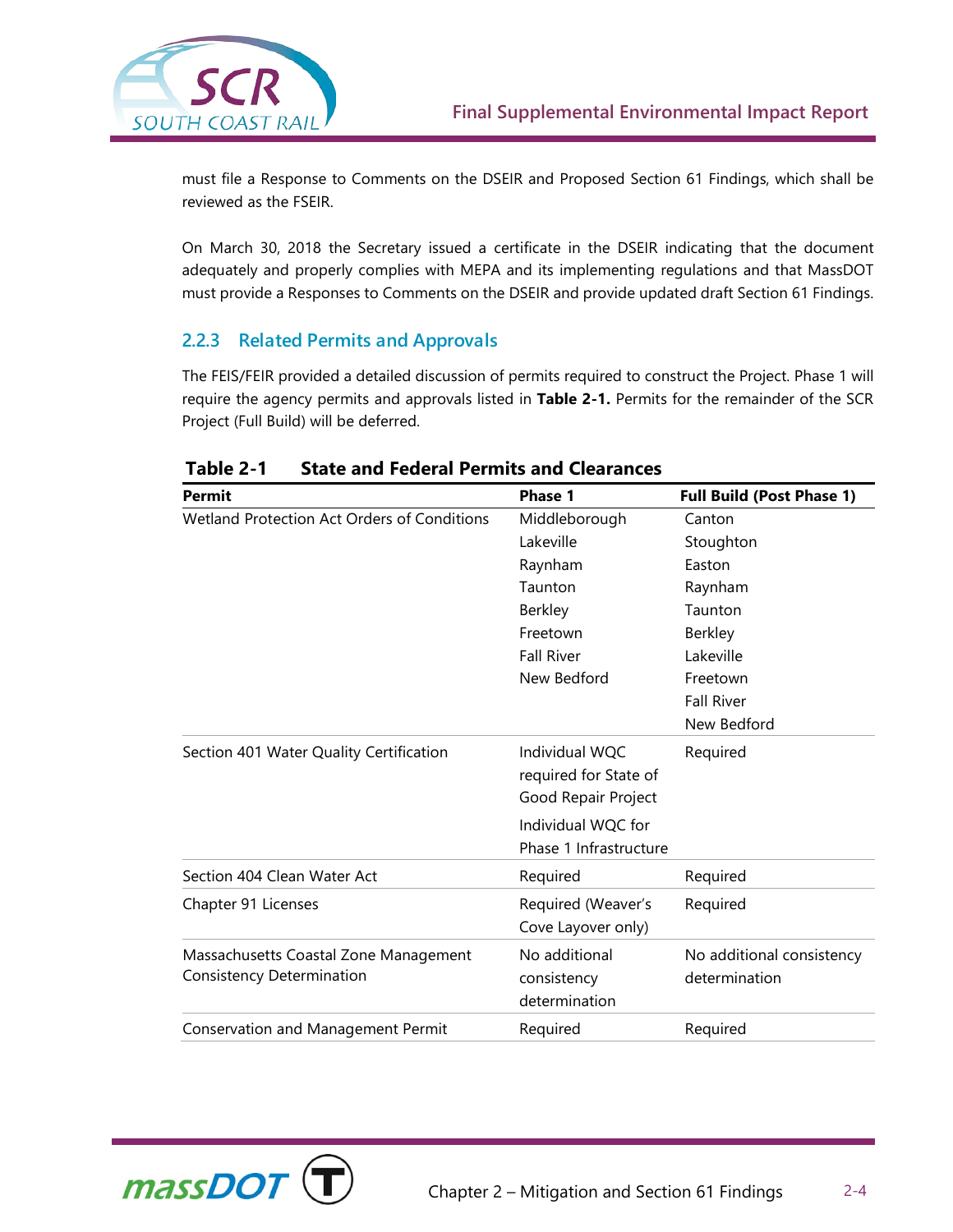must file a Response to Comments on the DSEIR and Proposed Section 61 Findings, which shall be reviewed as the FSEIR.

On March 30, 2018 the Secretary issued a certificate in the DSEIR indicating that the document adequately and properly complies with MEPA and its implementing regulations and that MassDOT must provide a Responses to Comments on the DSEIR and provide updated draft Section 61 Findings.

### 2.2.3 Related Permits and Approvals

The FEIS/FEIR provided a detailed discussion of permits required to construct the Project. Phase 1 will require the agency permits and approvals listed in **Table 2-1.** Permits for the remainder of the SCR Project (Full Build) will be deferred.

**Table 2-1 State and Federal Permits and Clearances**

| Permit | Phase 1 | Full Build (Post Phase 1) |
|---|---|---|
| Wetland Protection Act Orders of Conditions | Middleborough<br>Lakeville<br>Raynham<br>Taunton<br>Berkley<br>Freetown<br>Fall River<br>New Bedford | Canton<br>Stoughton<br>Easton<br>Raynham<br>Taunton<br>Berkley<br>Lakeville<br>Freetown<br>Fall River<br>New Bedford |
| Section 401 Water Quality Certification | Individual WQC required for State of Good Repair Project<br>Individual WQC for Phase 1 Infrastructure | Required |
| Section 404 Clean Water Act | Required | Required |
| Chapter 91 Licenses | Required (Weaver's Cove Layover only) | Required |
| Massachusetts Coastal Zone Management Consistency Determination | No additional consistency determination | No additional consistency determination |
| Conservation and Management Permit | Required | Required |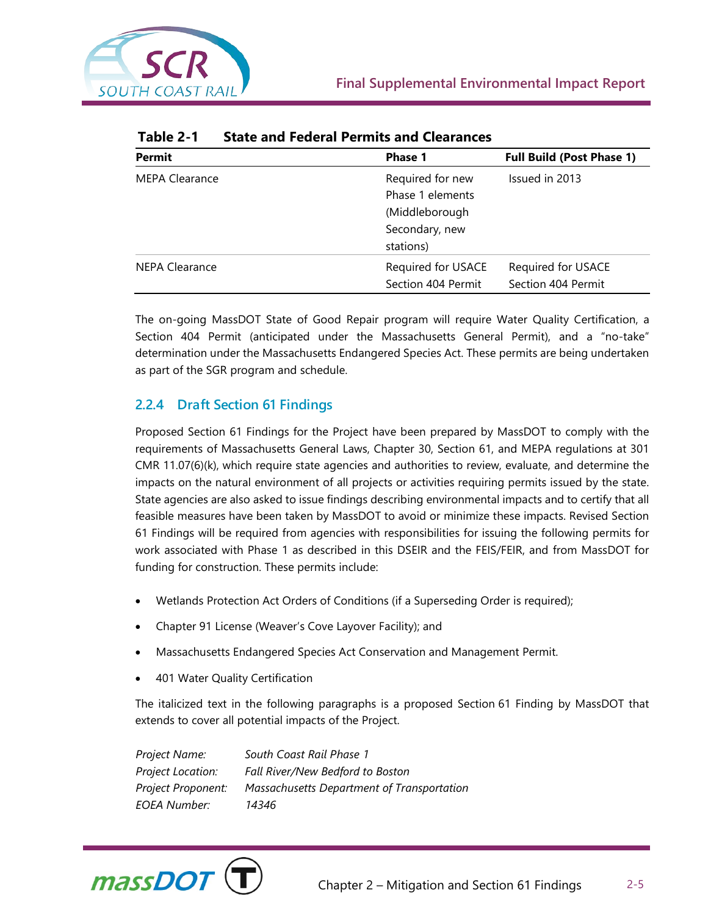**Table 2-1 State and Federal Permits and Clearances**

| Permit | Phase 1 | Full Build (Post Phase 1) |
|---|---|---|
| MEPA Clearance | Required for new Phase 1 elements (Middleborough Secondary, new stations) | Issued in 2013 |
| NEPA Clearance | Required for USACE Section 404 Permit | Required for USACE Section 404 Permit |

The on-going MassDOT State of Good Repair program will require Water Quality Certification, a Section 404 Permit (anticipated under the Massachusetts General Permit), and a "no-take" determination under the Massachusetts Endangered Species Act. These permits are being undertaken as part of the SGR program and schedule.

### 2.2.4 Draft Section 61 Findings

Proposed Section 61 Findings for the Project have been prepared by MassDOT to comply with the requirements of Massachusetts General Laws, Chapter 30, Section 61, and MEPA regulations at 301 CMR 11.07(6)(k), which require state agencies and authorities to review, evaluate, and determine the impacts on the natural environment of all projects or activities requiring permits issued by the state. State agencies are also asked to issue findings describing environmental impacts and to certify that all feasible measures have been taken by MassDOT to avoid or minimize these impacts. Revised Section 61 Findings will be required from agencies with responsibilities for issuing the following permits for work associated with Phase 1 as described in this DSEIR and the FEIS/FEIR, and from MassDOT for funding for construction. These permits include:

- Wetlands Protection Act Orders of Conditions (if a Superseding Order is required);
- Chapter 91 License (Weaver's Cove Layover Facility); and
- Massachusetts Endangered Species Act Conservation and Management Permit.
- 401 Water Quality Certification

The italicized text in the following paragraphs is a proposed Section 61 Finding by MassDOT that extends to cover all potential impacts of the Project.

*Project Name:* *South Coast Rail Phase 1*
*Project Location:* *Fall River/New Bedford to Boston*
*Project Proponent:* *Massachusetts Department of Transportation*
*EOEA Number:* *14346*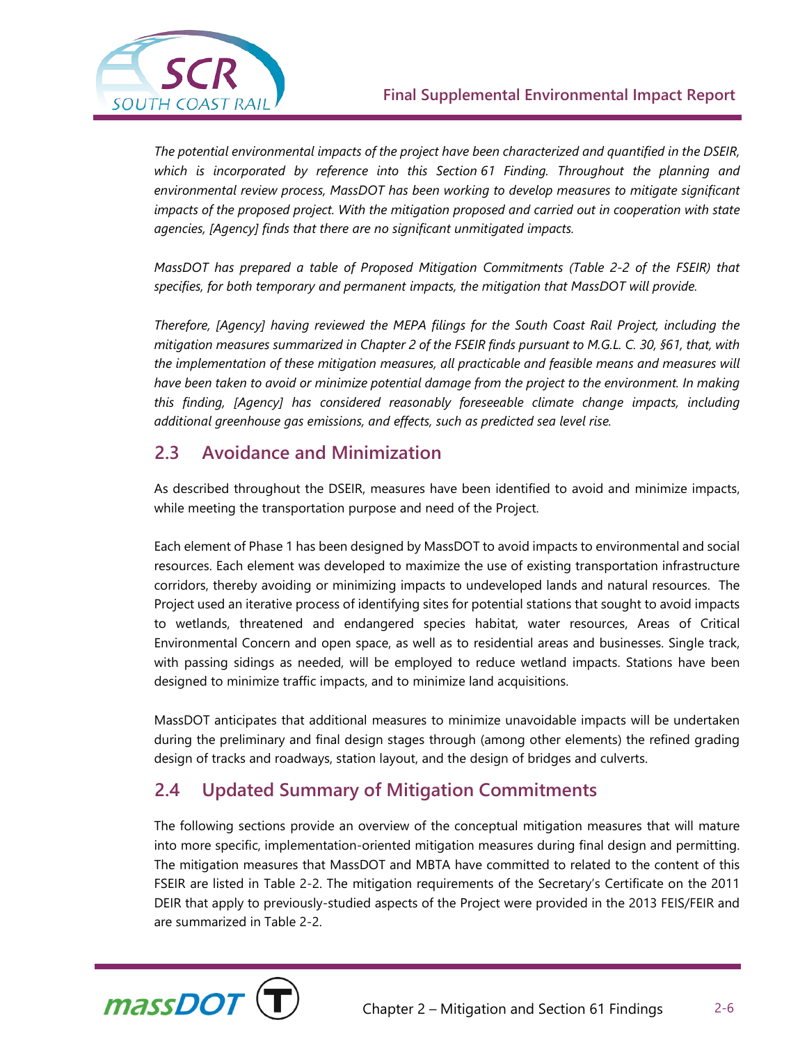*The potential environmental impacts of the project have been characterized and quantified in the DSEIR, which is incorporated by reference into this Section 61 Finding. Throughout the planning and environmental review process, MassDOT has been working to develop measures to mitigate significant impacts of the proposed project. With the mitigation proposed and carried out in cooperation with state agencies, [Agency] finds that there are no significant unmitigated impacts.*

*MassDOT has prepared a table of Proposed Mitigation Commitments (Table 2-2 of the FSEIR) that specifies, for both temporary and permanent impacts, the mitigation that MassDOT will provide.*

*Therefore, [Agency] having reviewed the MEPA filings for the South Coast Rail Project, including the mitigation measures summarized in Chapter 2 of the FSEIR finds pursuant to M.G.L. C. 30, §61, that, with the implementation of these mitigation measures, all practicable and feasible means and measures will have been taken to avoid or minimize potential damage from the project to the environment. In making this finding, [Agency] has considered reasonably foreseeable climate change impacts, including additional greenhouse gas emissions, and effects, such as predicted sea level rise.*

## 2.3 Avoidance and Minimization

As described throughout the DSEIR, measures have been identified to avoid and minimize impacts, while meeting the transportation purpose and need of the Project.

Each element of Phase 1 has been designed by MassDOT to avoid impacts to environmental and social resources. Each element was developed to maximize the use of existing transportation infrastructure corridors, thereby avoiding or minimizing impacts to undeveloped lands and natural resources. The Project used an iterative process of identifying sites for potential stations that sought to avoid impacts to wetlands, threatened and endangered species habitat, water resources, Areas of Critical Environmental Concern and open space, as well as to residential areas and businesses. Single track, with passing sidings as needed, will be employed to reduce wetland impacts. Stations have been designed to minimize traffic impacts, and to minimize land acquisitions.

MassDOT anticipates that additional measures to minimize unavoidable impacts will be undertaken during the preliminary and final design stages through (among other elements) the refined grading design of tracks and roadways, station layout, and the design of bridges and culverts.

## 2.4 Updated Summary of Mitigation Commitments

The following sections provide an overview of the conceptual mitigation measures that will mature into more specific, implementation-oriented mitigation measures during final design and permitting. The mitigation measures that MassDOT and MBTA have committed to related to the content of this FSEIR are listed in Table 2-2. The mitigation requirements of the Secretary's Certificate on the 2011 DEIR that apply to previously-studied aspects of the Project were provided in the 2013 FEIS/FEIR and are summarized in Table 2-2.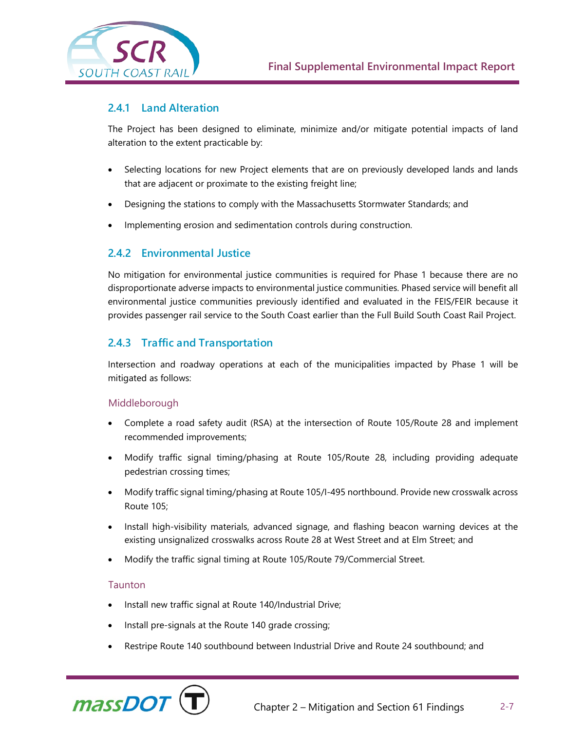### 2.4.1 Land Alteration

The Project has been designed to eliminate, minimize and/or mitigate potential impacts of land alteration to the extent practicable by:

- Selecting locations for new Project elements that are on previously developed lands and lands that are adjacent or proximate to the existing freight line;
- Designing the stations to comply with the Massachusetts Stormwater Standards; and
- Implementing erosion and sedimentation controls during construction.

### 2.4.2 Environmental Justice

No mitigation for environmental justice communities is required for Phase 1 because there are no disproportionate adverse impacts to environmental justice communities. Phased service will benefit all environmental justice communities previously identified and evaluated in the FEIS/FEIR because it provides passenger rail service to the South Coast earlier than the Full Build South Coast Rail Project.

### 2.4.3 Traffic and Transportation

Intersection and roadway operations at each of the municipalities impacted by Phase 1 will be mitigated as follows:

#### Middleborough

- Complete a road safety audit (RSA) at the intersection of Route 105/Route 28 and implement recommended improvements;
- Modify traffic signal timing/phasing at Route 105/Route 28, including providing adequate pedestrian crossing times;
- Modify traffic signal timing/phasing at Route 105/I-495 northbound. Provide new crosswalk across Route 105;
- Install high-visibility materials, advanced signage, and flashing beacon warning devices at the existing unsignalized crosswalks across Route 28 at West Street and at Elm Street; and
- Modify the traffic signal timing at Route 105/Route 79/Commercial Street.

#### Taunton

- Install new traffic signal at Route 140/Industrial Drive;
- Install pre-signals at the Route 140 grade crossing;
- Restripe Route 140 southbound between Industrial Drive and Route 24 southbound; and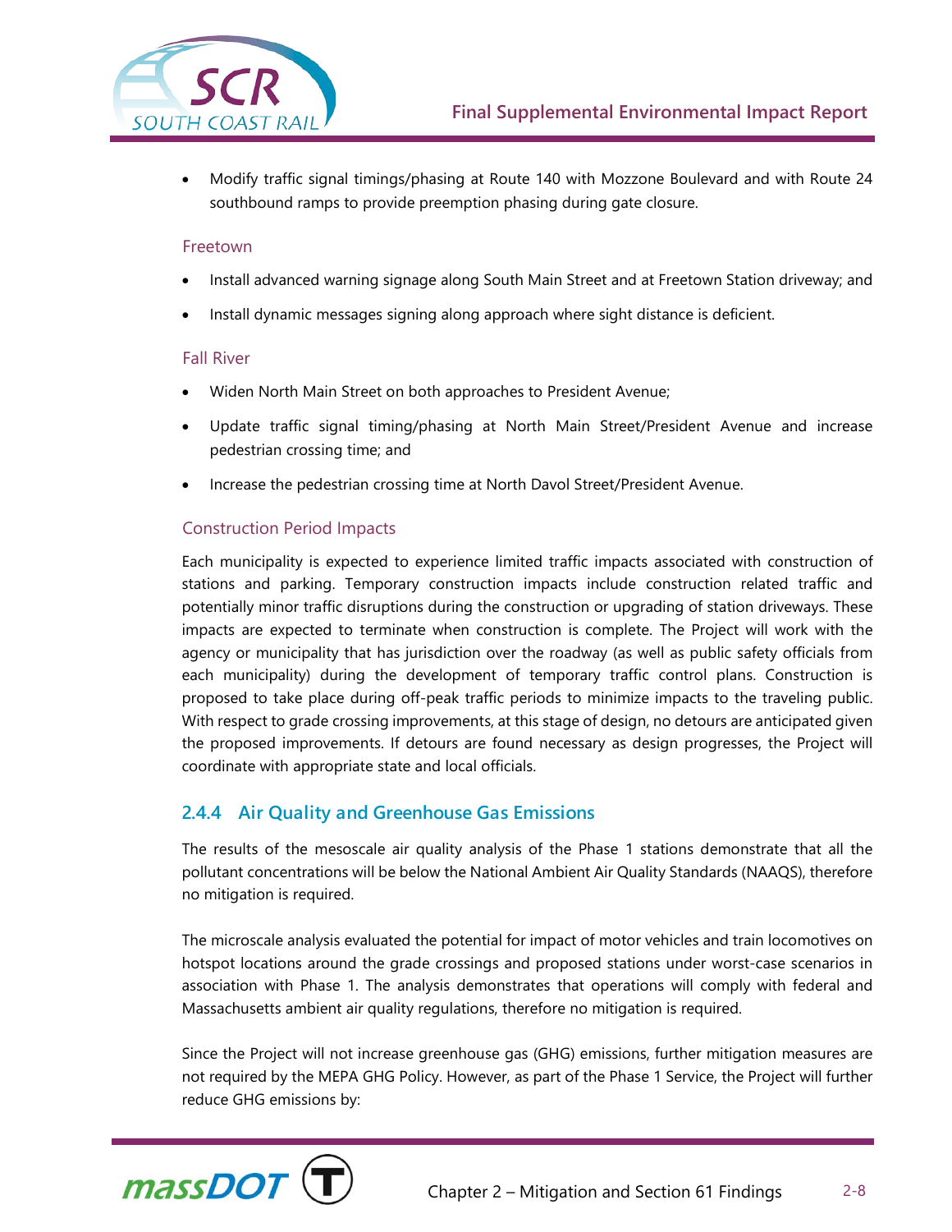- Modify traffic signal timings/phasing at Route 140 with Mozzone Boulevard and with Route 24 southbound ramps to provide preemption phasing during gate closure.

#### Freetown

- Install advanced warning signage along South Main Street and at Freetown Station driveway; and
- Install dynamic messages signing along approach where sight distance is deficient.

#### Fall River

- Widen North Main Street on both approaches to President Avenue;
- Update traffic signal timing/phasing at North Main Street/President Avenue and increase pedestrian crossing time; and
- Increase the pedestrian crossing time at North Davol Street/President Avenue.

#### Construction Period Impacts

Each municipality is expected to experience limited traffic impacts associated with construction of stations and parking. Temporary construction impacts include construction related traffic and potentially minor traffic disruptions during the construction or upgrading of station driveways. These impacts are expected to terminate when construction is complete. The Project will work with the agency or municipality that has jurisdiction over the roadway (as well as public safety officials from each municipality) during the development of temporary traffic control plans. Construction is proposed to take place during off-peak traffic periods to minimize impacts to the traveling public. With respect to grade crossing improvements, at this stage of design, no detours are anticipated given the proposed improvements. If detours are found necessary as design progresses, the Project will coordinate with appropriate state and local officials.

### 2.4.4 Air Quality and Greenhouse Gas Emissions

The results of the mesoscale air quality analysis of the Phase 1 stations demonstrate that all the pollutant concentrations will be below the National Ambient Air Quality Standards (NAAQS), therefore no mitigation is required.

The microscale analysis evaluated the potential for impact of motor vehicles and train locomotives on hotspot locations around the grade crossings and proposed stations under worst-case scenarios in association with Phase 1. The analysis demonstrates that operations will comply with federal and Massachusetts ambient air quality regulations, therefore no mitigation is required.

Since the Project will not increase greenhouse gas (GHG) emissions, further mitigation measures are not required by the MEPA GHG Policy. However, as part of the Phase 1 Service, the Project will further reduce GHG emissions by: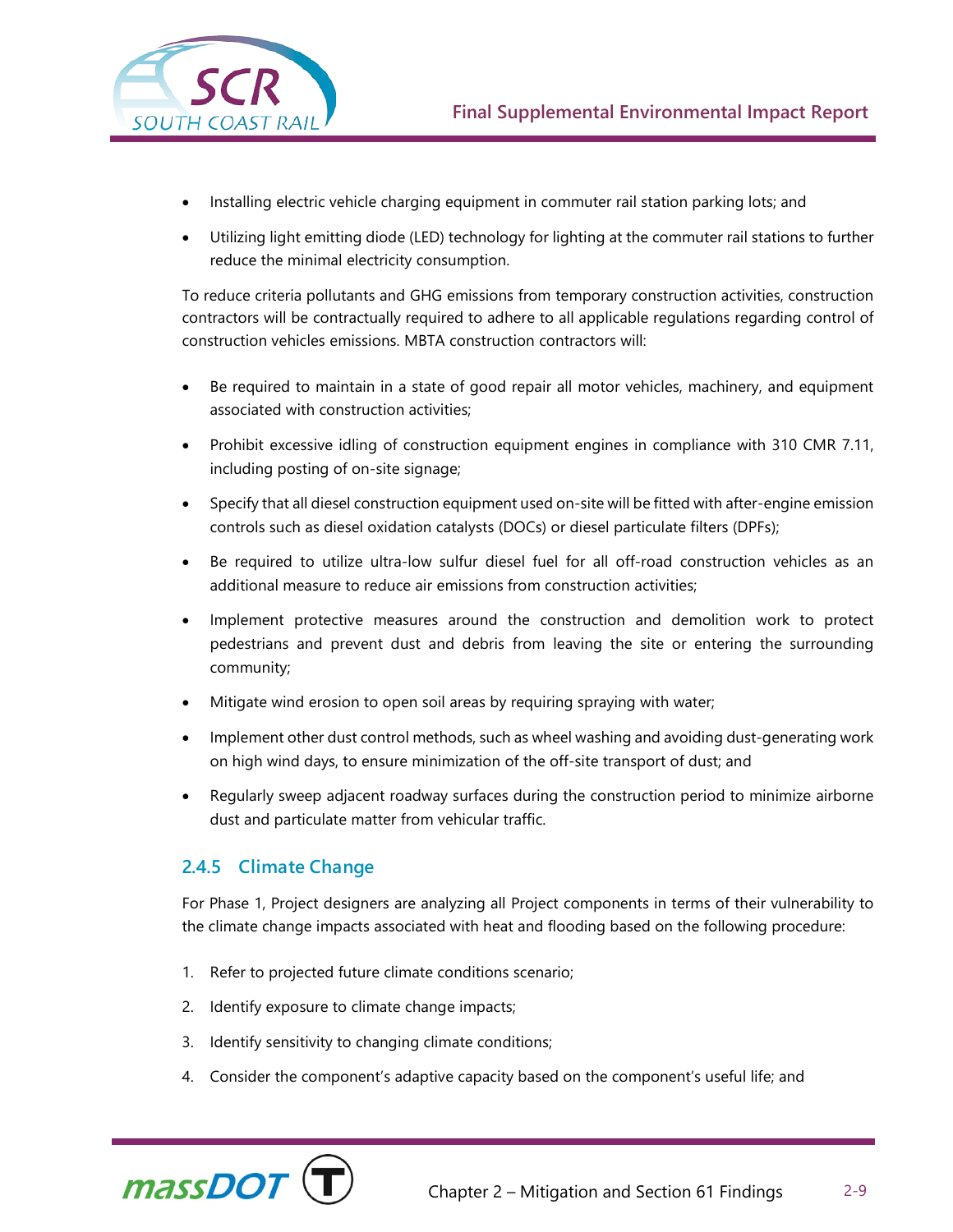- Installing electric vehicle charging equipment in commuter rail station parking lots; and
- Utilizing light emitting diode (LED) technology for lighting at the commuter rail stations to further reduce the minimal electricity consumption.

To reduce criteria pollutants and GHG emissions from temporary construction activities, construction contractors will be contractually required to adhere to all applicable regulations regarding control of construction vehicles emissions. MBTA construction contractors will:

- Be required to maintain in a state of good repair all motor vehicles, machinery, and equipment associated with construction activities;
- Prohibit excessive idling of construction equipment engines in compliance with 310 CMR 7.11, including posting of on-site signage;
- Specify that all diesel construction equipment used on-site will be fitted with after-engine emission controls such as diesel oxidation catalysts (DOCs) or diesel particulate filters (DPFs);
- Be required to utilize ultra-low sulfur diesel fuel for all off-road construction vehicles as an additional measure to reduce air emissions from construction activities;
- Implement protective measures around the construction and demolition work to protect pedestrians and prevent dust and debris from leaving the site or entering the surrounding community;
- Mitigate wind erosion to open soil areas by requiring spraying with water;
- Implement other dust control methods, such as wheel washing and avoiding dust-generating work on high wind days, to ensure minimization of the off-site transport of dust; and
- Regularly sweep adjacent roadway surfaces during the construction period to minimize airborne dust and particulate matter from vehicular traffic.

### 2.4.5 Climate Change

For Phase 1, Project designers are analyzing all Project components in terms of their vulnerability to the climate change impacts associated with heat and flooding based on the following procedure:

1. Refer to projected future climate conditions scenario;
2. Identify exposure to climate change impacts;
3. Identify sensitivity to changing climate conditions;
4. Consider the component's adaptive capacity based on the component's useful life; and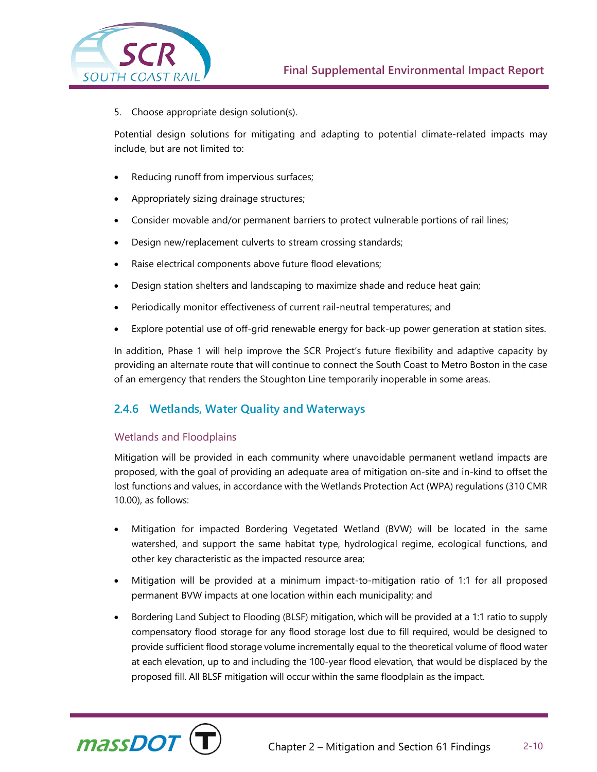5. Choose appropriate design solution(s).

Potential design solutions for mitigating and adapting to potential climate-related impacts may include, but are not limited to:

- Reducing runoff from impervious surfaces;
- Appropriately sizing drainage structures;
- Consider movable and/or permanent barriers to protect vulnerable portions of rail lines;
- Design new/replacement culverts to stream crossing standards;
- Raise electrical components above future flood elevations;
- Design station shelters and landscaping to maximize shade and reduce heat gain;
- Periodically monitor effectiveness of current rail-neutral temperatures; and
- Explore potential use of off-grid renewable energy for back-up power generation at station sites.

In addition, Phase 1 will help improve the SCR Project's future flexibility and adaptive capacity by providing an alternate route that will continue to connect the South Coast to Metro Boston in the case of an emergency that renders the Stoughton Line temporarily inoperable in some areas.

### 2.4.6 Wetlands, Water Quality and Waterways

#### Wetlands and Floodplains

Mitigation will be provided in each community where unavoidable permanent wetland impacts are proposed, with the goal of providing an adequate area of mitigation on-site and in-kind to offset the lost functions and values, in accordance with the Wetlands Protection Act (WPA) regulations (310 CMR 10.00), as follows:

- Mitigation for impacted Bordering Vegetated Wetland (BVW) will be located in the same watershed, and support the same habitat type, hydrological regime, ecological functions, and other key characteristic as the impacted resource area;
- Mitigation will be provided at a minimum impact-to-mitigation ratio of 1:1 for all proposed permanent BVW impacts at one location within each municipality; and
- Bordering Land Subject to Flooding (BLSF) mitigation, which will be provided at a 1:1 ratio to supply compensatory flood storage for any flood storage lost due to fill required, would be designed to provide sufficient flood storage volume incrementally equal to the theoretical volume of flood water at each elevation, up to and including the 100-year flood elevation, that would be displaced by the proposed fill. All BLSF mitigation will occur within the same floodplain as the impact.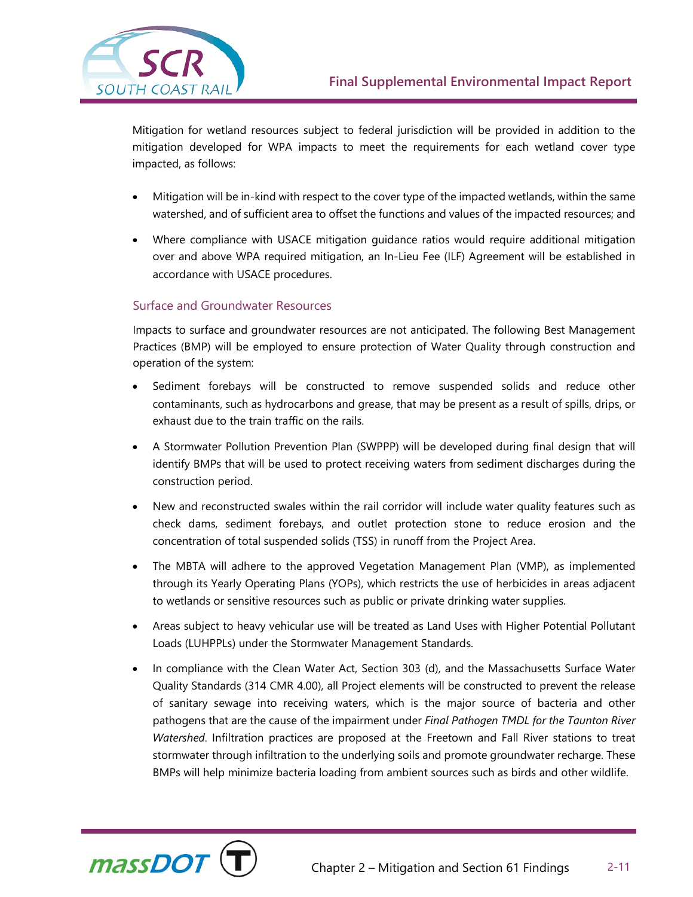Mitigation for wetland resources subject to federal jurisdiction will be provided in addition to the mitigation developed for WPA impacts to meet the requirements for each wetland cover type impacted, as follows:

- Mitigation will be in-kind with respect to the cover type of the impacted wetlands, within the same watershed, and of sufficient area to offset the functions and values of the impacted resources; and
- Where compliance with USACE mitigation guidance ratios would require additional mitigation over and above WPA required mitigation, an In-Lieu Fee (ILF) Agreement will be established in accordance with USACE procedures.

### Surface and Groundwater Resources

Impacts to surface and groundwater resources are not anticipated. The following Best Management Practices (BMP) will be employed to ensure protection of Water Quality through construction and operation of the system:

- Sediment forebays will be constructed to remove suspended solids and reduce other contaminants, such as hydrocarbons and grease, that may be present as a result of spills, drips, or exhaust due to the train traffic on the rails.
- A Stormwater Pollution Prevention Plan (SWPPP) will be developed during final design that will identify BMPs that will be used to protect receiving waters from sediment discharges during the construction period.
- New and reconstructed swales within the rail corridor will include water quality features such as check dams, sediment forebays, and outlet protection stone to reduce erosion and the concentration of total suspended solids (TSS) in runoff from the Project Area.
- The MBTA will adhere to the approved Vegetation Management Plan (VMP), as implemented through its Yearly Operating Plans (YOPs), which restricts the use of herbicides in areas adjacent to wetlands or sensitive resources such as public or private drinking water supplies.
- Areas subject to heavy vehicular use will be treated as Land Uses with Higher Potential Pollutant Loads (LUHPPLs) under the Stormwater Management Standards.
- In compliance with the Clean Water Act, Section 303 (d), and the Massachusetts Surface Water Quality Standards (314 CMR 4.00), all Project elements will be constructed to prevent the release of sanitary sewage into receiving waters, which is the major source of bacteria and other pathogens that are the cause of the impairment under *Final Pathogen TMDL for the Taunton River Watershed*. Infiltration practices are proposed at the Freetown and Fall River stations to treat stormwater through infiltration to the underlying soils and promote groundwater recharge. These BMPs will help minimize bacteria loading from ambient sources such as birds and other wildlife.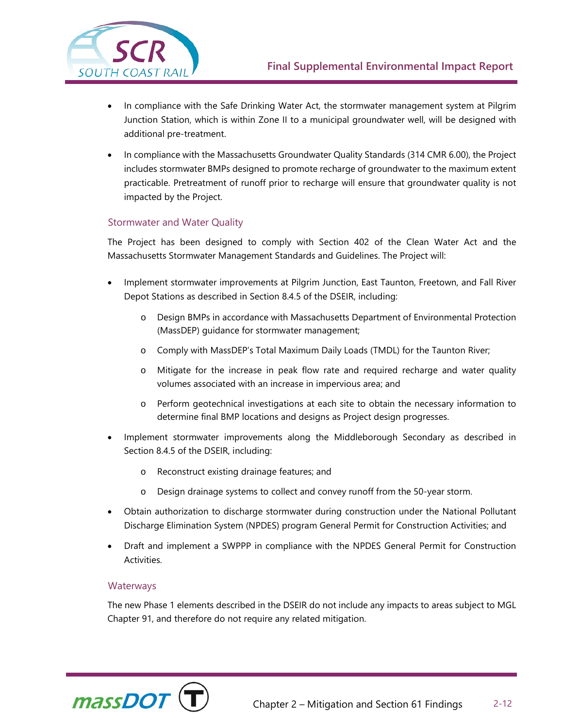- In compliance with the Safe Drinking Water Act, the stormwater management system at Pilgrim Junction Station, which is within Zone II to a municipal groundwater well, will be designed with additional pre-treatment.
- In compliance with the Massachusetts Groundwater Quality Standards (314 CMR 6.00), the Project includes stormwater BMPs designed to promote recharge of groundwater to the maximum extent practicable. Pretreatment of runoff prior to recharge will ensure that groundwater quality is not impacted by the Project.

### Stormwater and Water Quality

The Project has been designed to comply with Section 402 of the Clean Water Act and the Massachusetts Stormwater Management Standards and Guidelines. The Project will:

- Implement stormwater improvements at Pilgrim Junction, East Taunton, Freetown, and Fall River Depot Stations as described in Section 8.4.5 of the DSEIR, including:
  - Design BMPs in accordance with Massachusetts Department of Environmental Protection (MassDEP) guidance for stormwater management;
  - Comply with MassDEP's Total Maximum Daily Loads (TMDL) for the Taunton River;
  - Mitigate for the increase in peak flow rate and required recharge and water quality volumes associated with an increase in impervious area; and
  - Perform geotechnical investigations at each site to obtain the necessary information to determine final BMP locations and designs as Project design progresses.
- Implement stormwater improvements along the Middleborough Secondary as described in Section 8.4.5 of the DSEIR, including:
  - Reconstruct existing drainage features; and
  - Design drainage systems to collect and convey runoff from the 50-year storm.
- Obtain authorization to discharge stormwater during construction under the National Pollutant Discharge Elimination System (NPDES) program General Permit for Construction Activities; and
- Draft and implement a SWPPP in compliance with the NPDES General Permit for Construction Activities.

### Waterways

The new Phase 1 elements described in the DSEIR do not include any impacts to areas subject to MGL Chapter 91, and therefore do not require any related mitigation.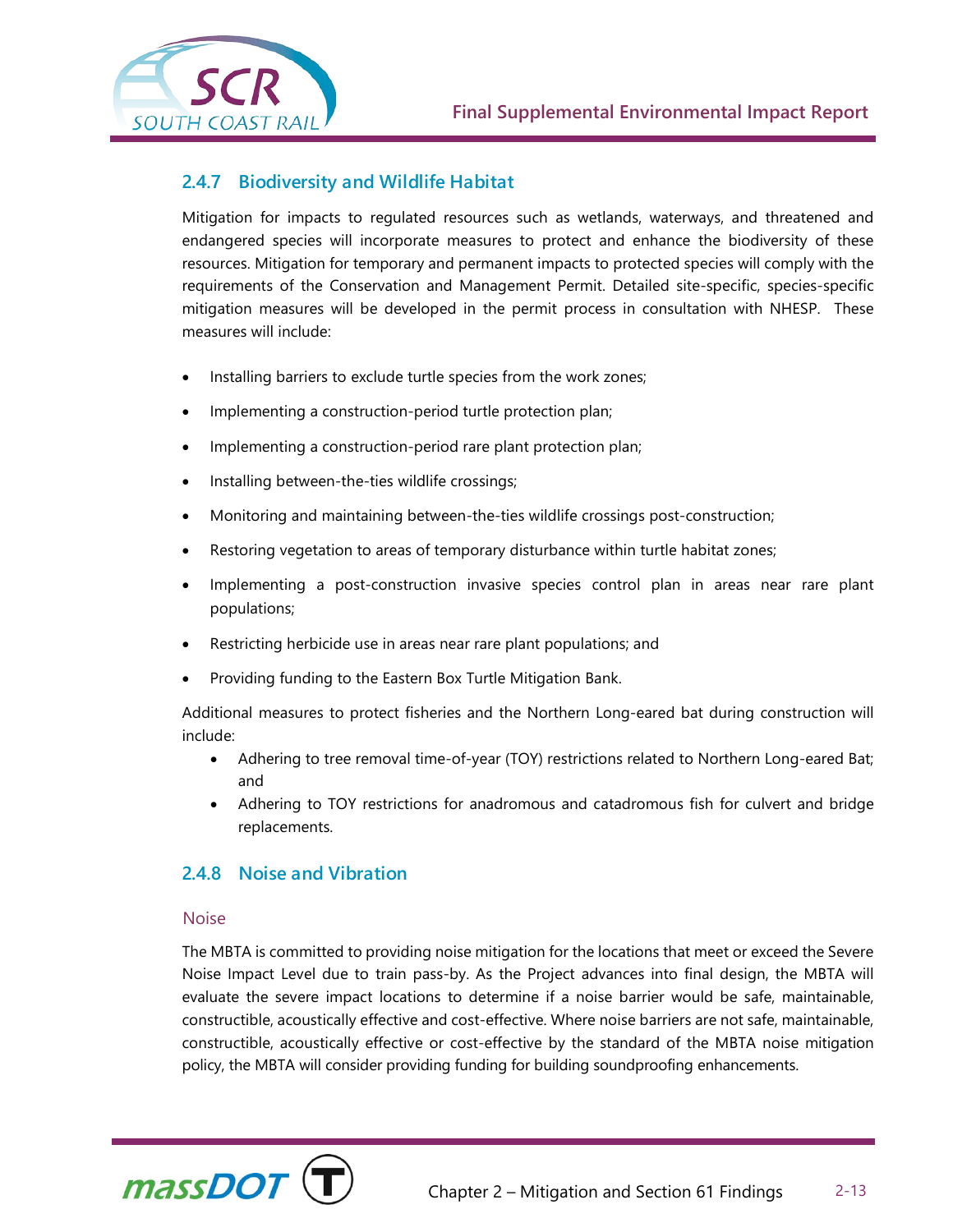### 2.4.7 Biodiversity and Wildlife Habitat

Mitigation for impacts to regulated resources such as wetlands, waterways, and threatened and endangered species will incorporate measures to protect and enhance the biodiversity of these resources. Mitigation for temporary and permanent impacts to protected species will comply with the requirements of the Conservation and Management Permit. Detailed site-specific, species-specific mitigation measures will be developed in the permit process in consultation with NHESP. These measures will include:

- Installing barriers to exclude turtle species from the work zones;
- Implementing a construction-period turtle protection plan;
- Implementing a construction-period rare plant protection plan;
- Installing between-the-ties wildlife crossings;
- Monitoring and maintaining between-the-ties wildlife crossings post-construction;
- Restoring vegetation to areas of temporary disturbance within turtle habitat zones;
- Implementing a post-construction invasive species control plan in areas near rare plant populations;
- Restricting herbicide use in areas near rare plant populations; and
- Providing funding to the Eastern Box Turtle Mitigation Bank.

Additional measures to protect fisheries and the Northern Long-eared bat during construction will include:

- Adhering to tree removal time-of-year (TOY) restrictions related to Northern Long-eared Bat; and
- Adhering to TOY restrictions for anadromous and catadromous fish for culvert and bridge replacements.

### 2.4.8 Noise and Vibration

#### Noise

The MBTA is committed to providing noise mitigation for the locations that meet or exceed the Severe Noise Impact Level due to train pass-by. As the Project advances into final design, the MBTA will evaluate the severe impact locations to determine if a noise barrier would be safe, maintainable, constructible, acoustically effective and cost-effective. Where noise barriers are not safe, maintainable, constructible, acoustically effective or cost-effective by the standard of the MBTA noise mitigation policy, the MBTA will consider providing funding for building soundproofing enhancements.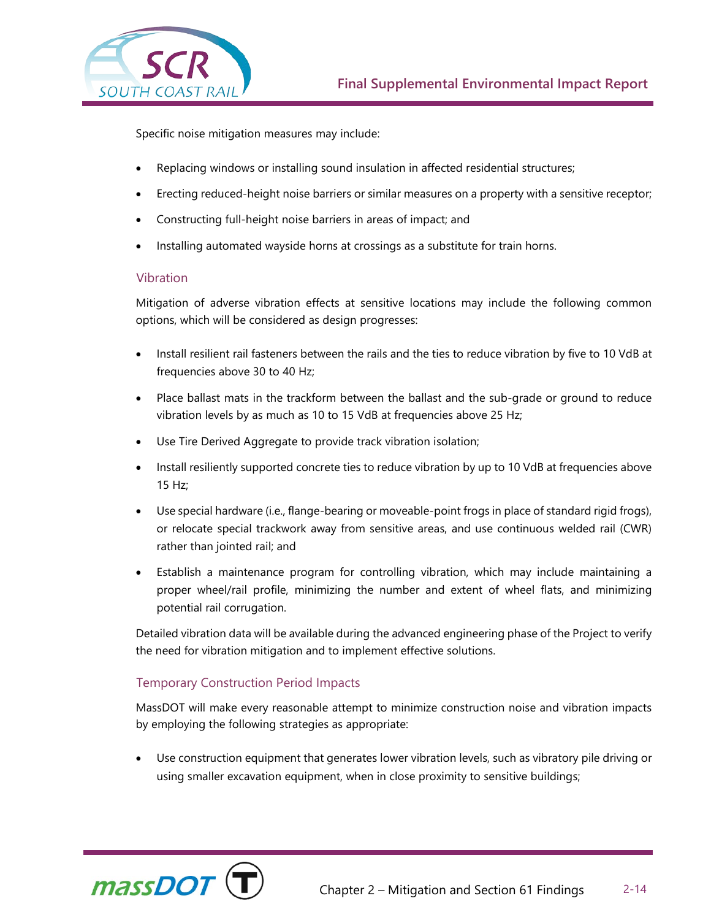Specific noise mitigation measures may include:

- Replacing windows or installing sound insulation in affected residential structures;
- Erecting reduced-height noise barriers or similar measures on a property with a sensitive receptor;
- Constructing full-height noise barriers in areas of impact; and
- Installing automated wayside horns at crossings as a substitute for train horns.

### Vibration

Mitigation of adverse vibration effects at sensitive locations may include the following common options, which will be considered as design progresses:

- Install resilient rail fasteners between the rails and the ties to reduce vibration by five to 10 VdB at frequencies above 30 to 40 Hz;
- Place ballast mats in the trackform between the ballast and the sub-grade or ground to reduce vibration levels by as much as 10 to 15 VdB at frequencies above 25 Hz;
- Use Tire Derived Aggregate to provide track vibration isolation;
- Install resiliently supported concrete ties to reduce vibration by up to 10 VdB at frequencies above 15 Hz;
- Use special hardware (i.e., flange-bearing or moveable-point frogs in place of standard rigid frogs), or relocate special trackwork away from sensitive areas, and use continuous welded rail (CWR) rather than jointed rail; and
- Establish a maintenance program for controlling vibration, which may include maintaining a proper wheel/rail profile, minimizing the number and extent of wheel flats, and minimizing potential rail corrugation.

Detailed vibration data will be available during the advanced engineering phase of the Project to verify the need for vibration mitigation and to implement effective solutions.

### Temporary Construction Period Impacts

MassDOT will make every reasonable attempt to minimize construction noise and vibration impacts by employing the following strategies as appropriate:

- Use construction equipment that generates lower vibration levels, such as vibratory pile driving or using smaller excavation equipment, when in close proximity to sensitive buildings;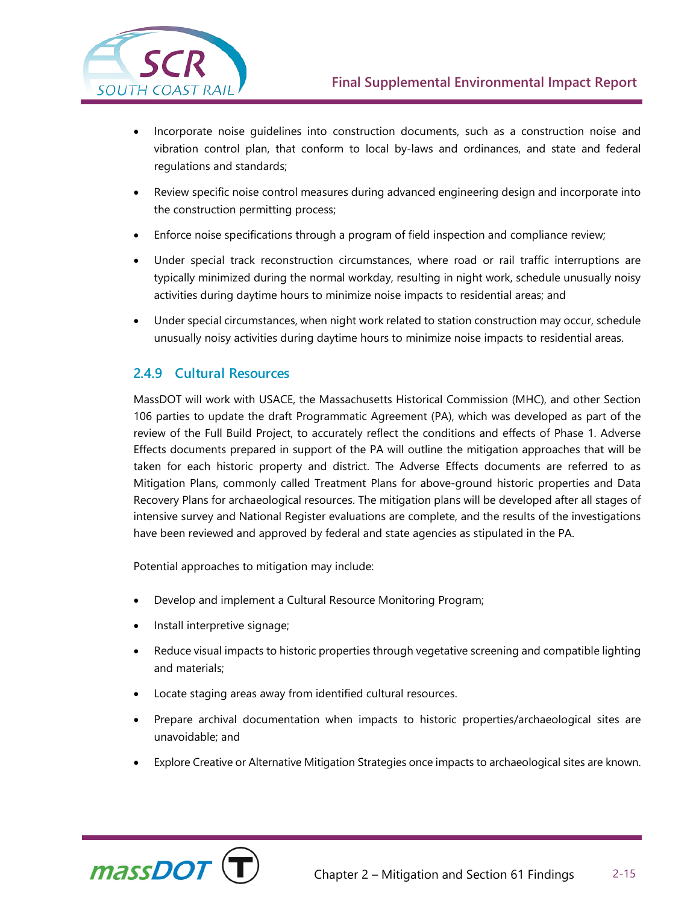- Incorporate noise guidelines into construction documents, such as a construction noise and vibration control plan, that conform to local by-laws and ordinances, and state and federal regulations and standards;
- Review specific noise control measures during advanced engineering design and incorporate into the construction permitting process;
- Enforce noise specifications through a program of field inspection and compliance review;
- Under special track reconstruction circumstances, where road or rail traffic interruptions are typically minimized during the normal workday, resulting in night work, schedule unusually noisy activities during daytime hours to minimize noise impacts to residential areas; and
- Under special circumstances, when night work related to station construction may occur, schedule unusually noisy activities during daytime hours to minimize noise impacts to residential areas.

### 2.4.9 Cultural Resources

MassDOT will work with USACE, the Massachusetts Historical Commission (MHC), and other Section 106 parties to update the draft Programmatic Agreement (PA), which was developed as part of the review of the Full Build Project, to accurately reflect the conditions and effects of Phase 1. Adverse Effects documents prepared in support of the PA will outline the mitigation approaches that will be taken for each historic property and district. The Adverse Effects documents are referred to as Mitigation Plans, commonly called Treatment Plans for above-ground historic properties and Data Recovery Plans for archaeological resources. The mitigation plans will be developed after all stages of intensive survey and National Register evaluations are complete, and the results of the investigations have been reviewed and approved by federal and state agencies as stipulated in the PA.

Potential approaches to mitigation may include:

- Develop and implement a Cultural Resource Monitoring Program;
- Install interpretive signage;
- Reduce visual impacts to historic properties through vegetative screening and compatible lighting and materials;
- Locate staging areas away from identified cultural resources.
- Prepare archival documentation when impacts to historic properties/archaeological sites are unavoidable; and
- Explore Creative or Alternative Mitigation Strategies once impacts to archaeological sites are known.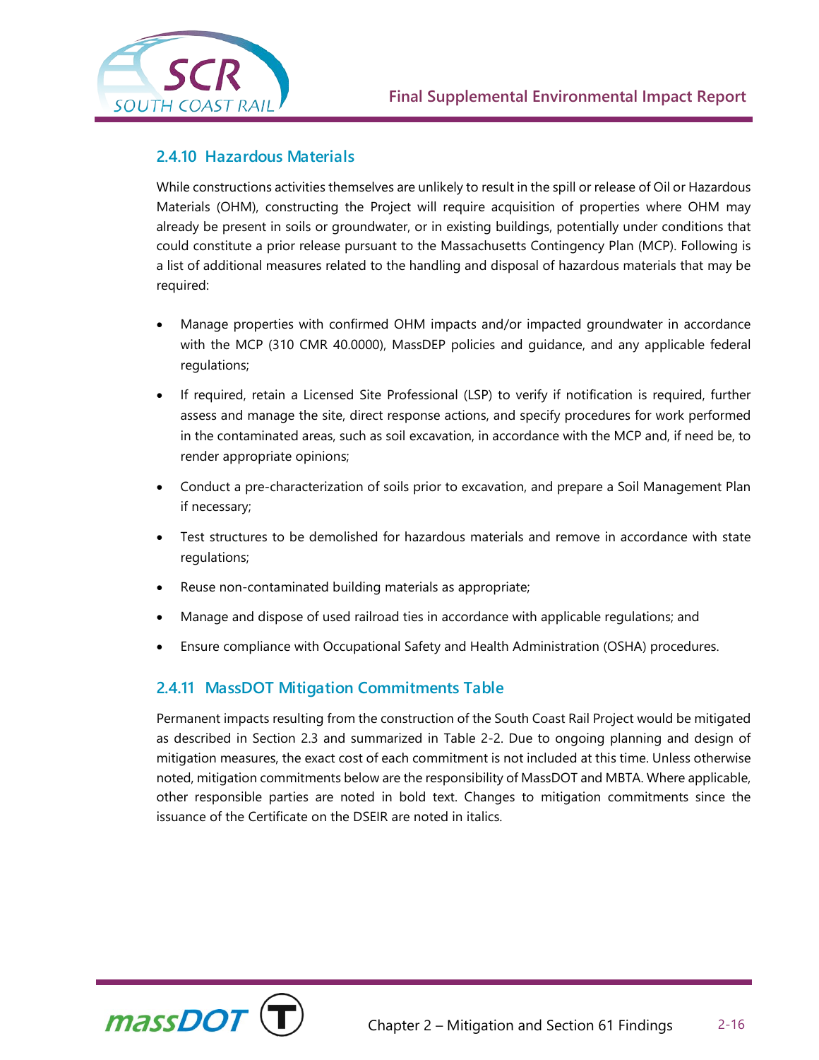### 2.4.10 Hazardous Materials

While constructions activities themselves are unlikely to result in the spill or release of Oil or Hazardous Materials (OHM), constructing the Project will require acquisition of properties where OHM may already be present in soils or groundwater, or in existing buildings, potentially under conditions that could constitute a prior release pursuant to the Massachusetts Contingency Plan (MCP). Following is a list of additional measures related to the handling and disposal of hazardous materials that may be required:

- Manage properties with confirmed OHM impacts and/or impacted groundwater in accordance with the MCP (310 CMR 40.0000), MassDEP policies and guidance, and any applicable federal regulations;
- If required, retain a Licensed Site Professional (LSP) to verify if notification is required, further assess and manage the site, direct response actions, and specify procedures for work performed in the contaminated areas, such as soil excavation, in accordance with the MCP and, if need be, to render appropriate opinions;
- Conduct a pre-characterization of soils prior to excavation, and prepare a Soil Management Plan if necessary;
- Test structures to be demolished for hazardous materials and remove in accordance with state regulations;
- Reuse non-contaminated building materials as appropriate;
- Manage and dispose of used railroad ties in accordance with applicable regulations; and
- Ensure compliance with Occupational Safety and Health Administration (OSHA) procedures.

### 2.4.11 MassDOT Mitigation Commitments Table

Permanent impacts resulting from the construction of the South Coast Rail Project would be mitigated as described in Section 2.3 and summarized in Table 2-2. Due to ongoing planning and design of mitigation measures, the exact cost of each commitment is not included at this time. Unless otherwise noted, mitigation commitments below are the responsibility of MassDOT and MBTA. Where applicable, other responsible parties are noted in bold text. Changes to mitigation commitments since the issuance of the Certificate on the DSEIR are noted in italics.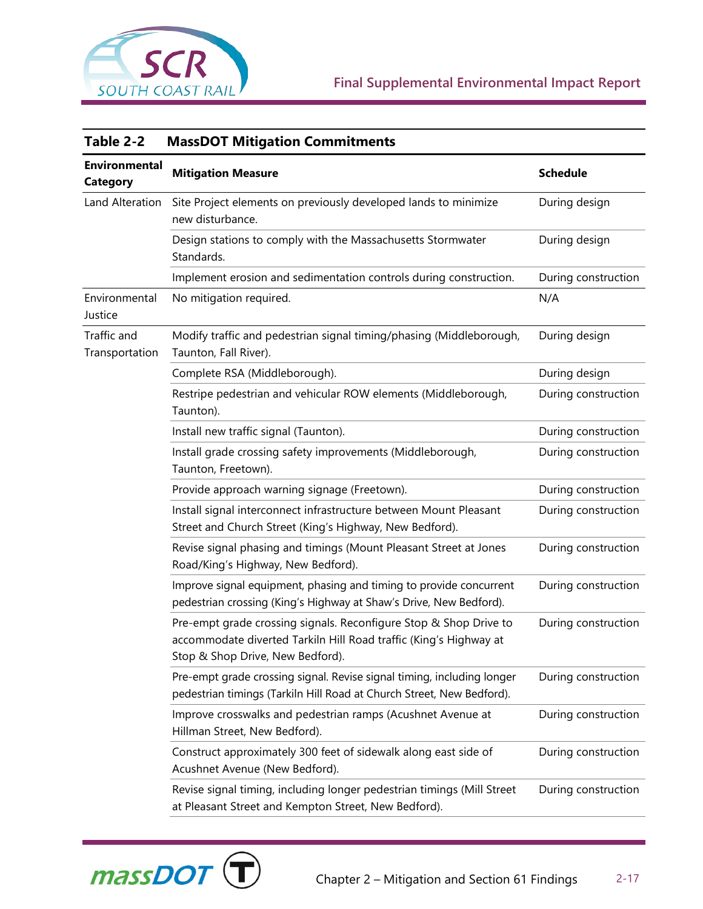**Table 2-2 MassDOT Mitigation Commitments**

| Environmental Category | Mitigation Measure | Schedule |
|---|---|---|
| Land Alteration | Site Project elements on previously developed lands to minimize new disturbance. | During design |
| | Design stations to comply with the Massachusetts Stormwater Standards. | During design |
| | Implement erosion and sedimentation controls during construction. | During construction |
| Environmental Justice | No mitigation required. | N/A |
| Traffic and Transportation | Modify traffic and pedestrian signal timing/phasing (Middleborough, Taunton, Fall River). | During design |
| | Complete RSA (Middleborough). | During design |
| | Restripe pedestrian and vehicular ROW elements (Middleborough, Taunton). | During construction |
| | Install new traffic signal (Taunton). | During construction |
| | Install grade crossing safety improvements (Middleborough, Taunton, Freetown). | During construction |
| | Provide approach warning signage (Freetown). | During construction |
| | Install signal interconnect infrastructure between Mount Pleasant Street and Church Street (King's Highway, New Bedford). | During construction |
| | Revise signal phasing and timings (Mount Pleasant Street at Jones Road/King's Highway, New Bedford). | During construction |
| | Improve signal equipment, phasing and timing to provide concurrent pedestrian crossing (King's Highway at Shaw's Drive, New Bedford). | During construction |
| | Pre-empt grade crossing signals. Reconfigure Stop & Shop Drive to accommodate diverted Tarkiln Hill Road traffic (King's Highway at Stop & Shop Drive, New Bedford). | During construction |
| | Pre-empt grade crossing signal. Revise signal timing, including longer pedestrian timings (Tarkiln Hill Road at Church Street, New Bedford). | During construction |
| | Improve crosswalks and pedestrian ramps (Acushnet Avenue at Hillman Street, New Bedford). | During construction |
| | Construct approximately 300 feet of sidewalk along east side of Acushnet Avenue (New Bedford). | During construction |
| | Revise signal timing, including longer pedestrian timings (Mill Street at Pleasant Street and Kempton Street, New Bedford). | During construction |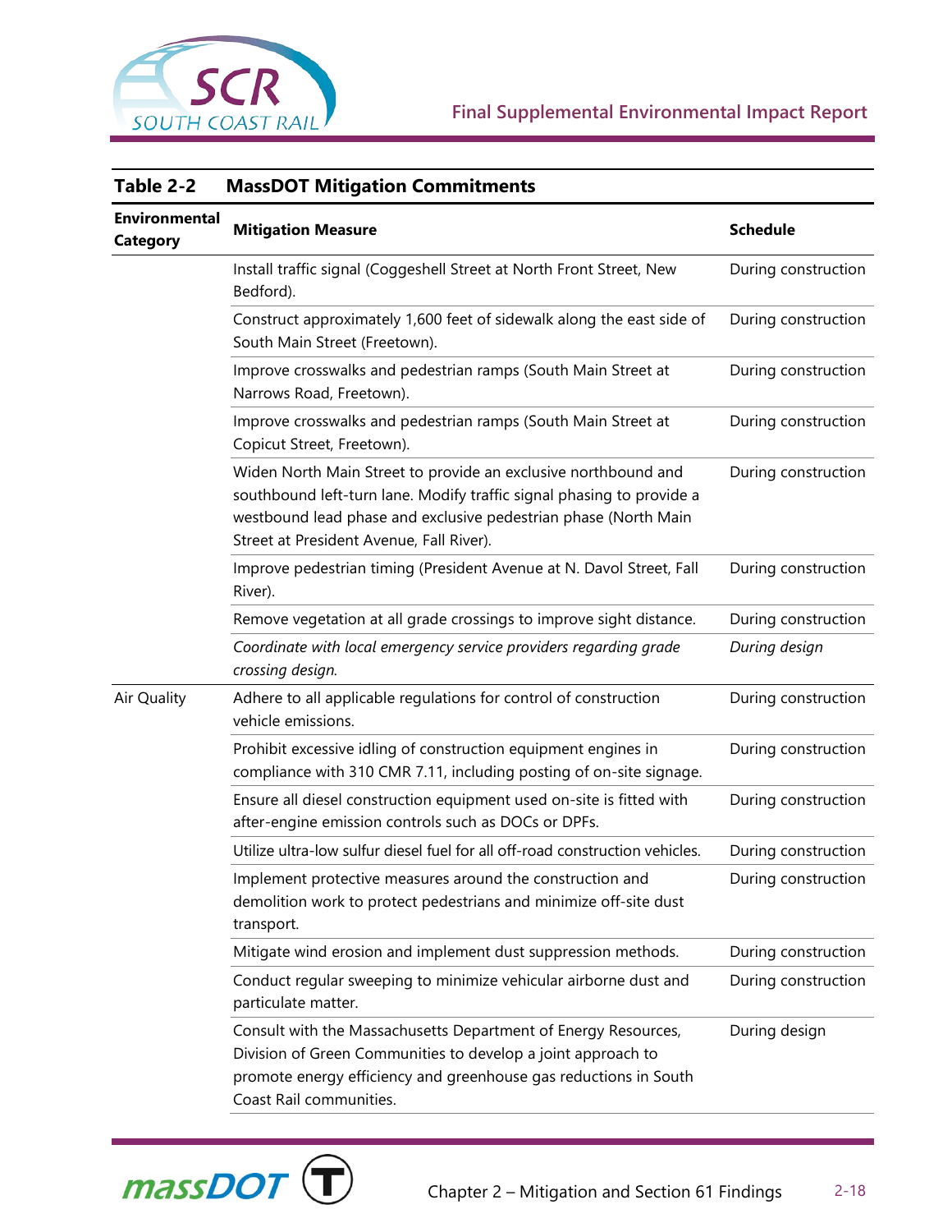**Table 2-2 MassDOT Mitigation Commitments**

| Environmental Category | Mitigation Measure | Schedule |
|---|---|---|
| | Install traffic signal (Coggeshell Street at North Front Street, New Bedford). | During construction |
| | Construct approximately 1,600 feet of sidewalk along the east side of South Main Street (Freetown). | During construction |
| | Improve crosswalks and pedestrian ramps (South Main Street at Narrows Road, Freetown). | During construction |
| | Improve crosswalks and pedestrian ramps (South Main Street at Copicut Street, Freetown). | During construction |
| | Widen North Main Street to provide an exclusive northbound and southbound left-turn lane. Modify traffic signal phasing to provide a westbound lead phase and exclusive pedestrian phase (North Main Street at President Avenue, Fall River). | During construction |
| | Improve pedestrian timing (President Avenue at N. Davol Street, Fall River). | During construction |
| | Remove vegetation at all grade crossings to improve sight distance. | During construction |
| | *Coordinate with local emergency service providers regarding grade crossing design.* | *During design* |
| Air Quality | Adhere to all applicable regulations for control of construction vehicle emissions. | During construction |
| | Prohibit excessive idling of construction equipment engines in compliance with 310 CMR 7.11, including posting of on-site signage. | During construction |
| | Ensure all diesel construction equipment used on-site is fitted with after-engine emission controls such as DOCs or DPFs. | During construction |
| | Utilize ultra-low sulfur diesel fuel for all off-road construction vehicles. | During construction |
| | Implement protective measures around the construction and demolition work to protect pedestrians and minimize off-site dust transport. | During construction |
| | Mitigate wind erosion and implement dust suppression methods. | During construction |
| | Conduct regular sweeping to minimize vehicular airborne dust and particulate matter. | During construction |
| | Consult with the Massachusetts Department of Energy Resources, Division of Green Communities to develop a joint approach to promote energy efficiency and greenhouse gas reductions in South Coast Rail communities. | During design |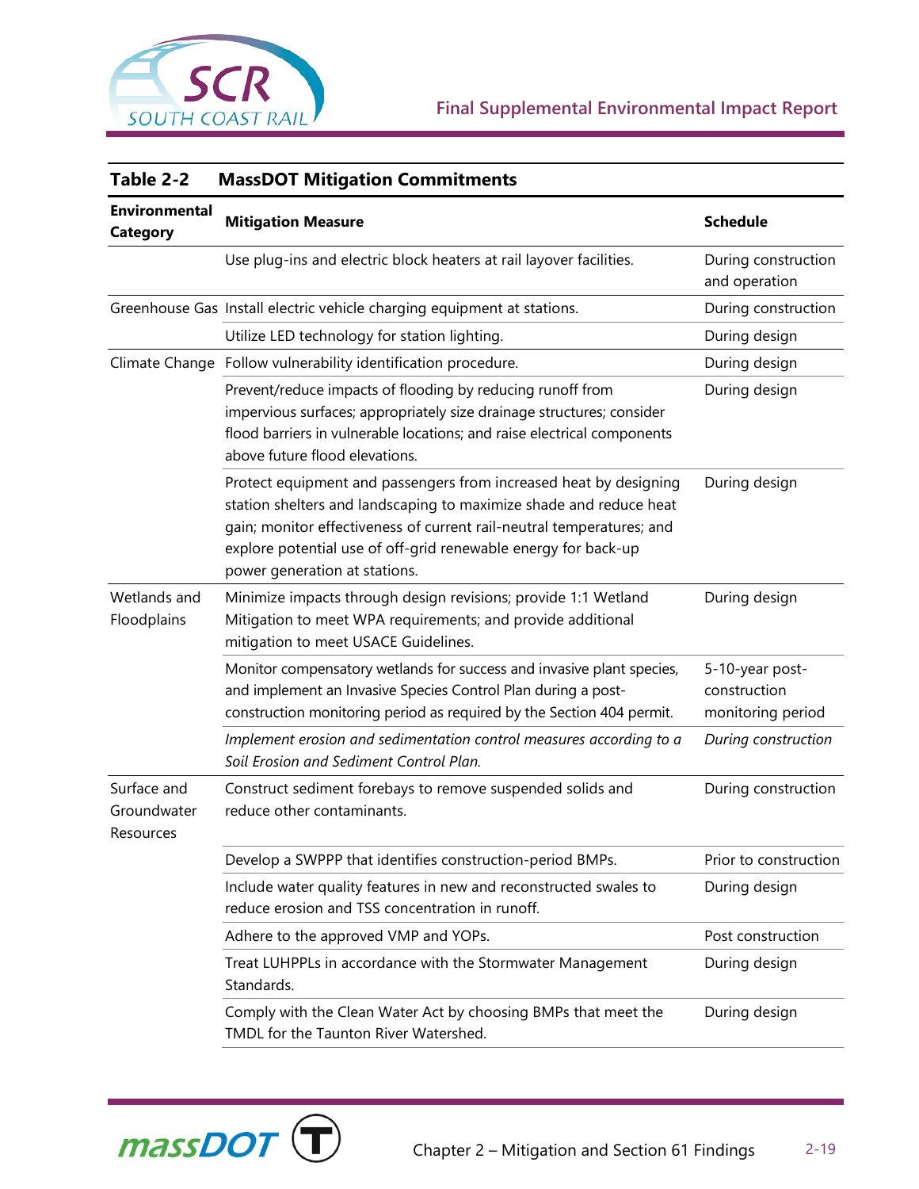**Table 2-2 MassDOT Mitigation Commitments**

| Environmental Category | Mitigation Measure | Schedule |
|---|---|---|
| | Use plug-ins and electric block heaters at rail layover facilities. | During construction and operation |
| Greenhouse Gas | Install electric vehicle charging equipment at stations. | During construction |
| | Utilize LED technology for station lighting. | During design |
| Climate Change | Follow vulnerability identification procedure. | During design |
| | Prevent/reduce impacts of flooding by reducing runoff from impervious surfaces; appropriately size drainage structures; consider flood barriers in vulnerable locations; and raise electrical components above future flood elevations. | During design |
| | Protect equipment and passengers from increased heat by designing station shelters and landscaping to maximize shade and reduce heat gain; monitor effectiveness of current rail-neutral temperatures; and explore potential use of off-grid renewable energy for back-up power generation at stations. | During design |
| Wetlands and Floodplains | Minimize impacts through design revisions; provide 1:1 Wetland Mitigation to meet WPA requirements; and provide additional mitigation to meet USACE Guidelines. | During design |
| | Monitor compensatory wetlands for success and invasive plant species, and implement an Invasive Species Control Plan during a post-construction monitoring period as required by the Section 404 permit. | 5-10-year post-construction monitoring period |
| | *Implement erosion and sedimentation control measures according to a Soil Erosion and Sediment Control Plan.* | *During construction* |
| Surface and Groundwater Resources | Construct sediment forebays to remove suspended solids and reduce other contaminants. | During construction |
| | Develop a SWPPP that identifies construction-period BMPs. | Prior to construction |
| | Include water quality features in new and reconstructed swales to reduce erosion and TSS concentration in runoff. | During design |
| | Adhere to the approved VMP and YOPs. | Post construction |
| | Treat LUHPPLs in accordance with the Stormwater Management Standards. | During design |
| | Comply with the Clean Water Act by choosing BMPs that meet the TMDL for the Taunton River Watershed. | During design |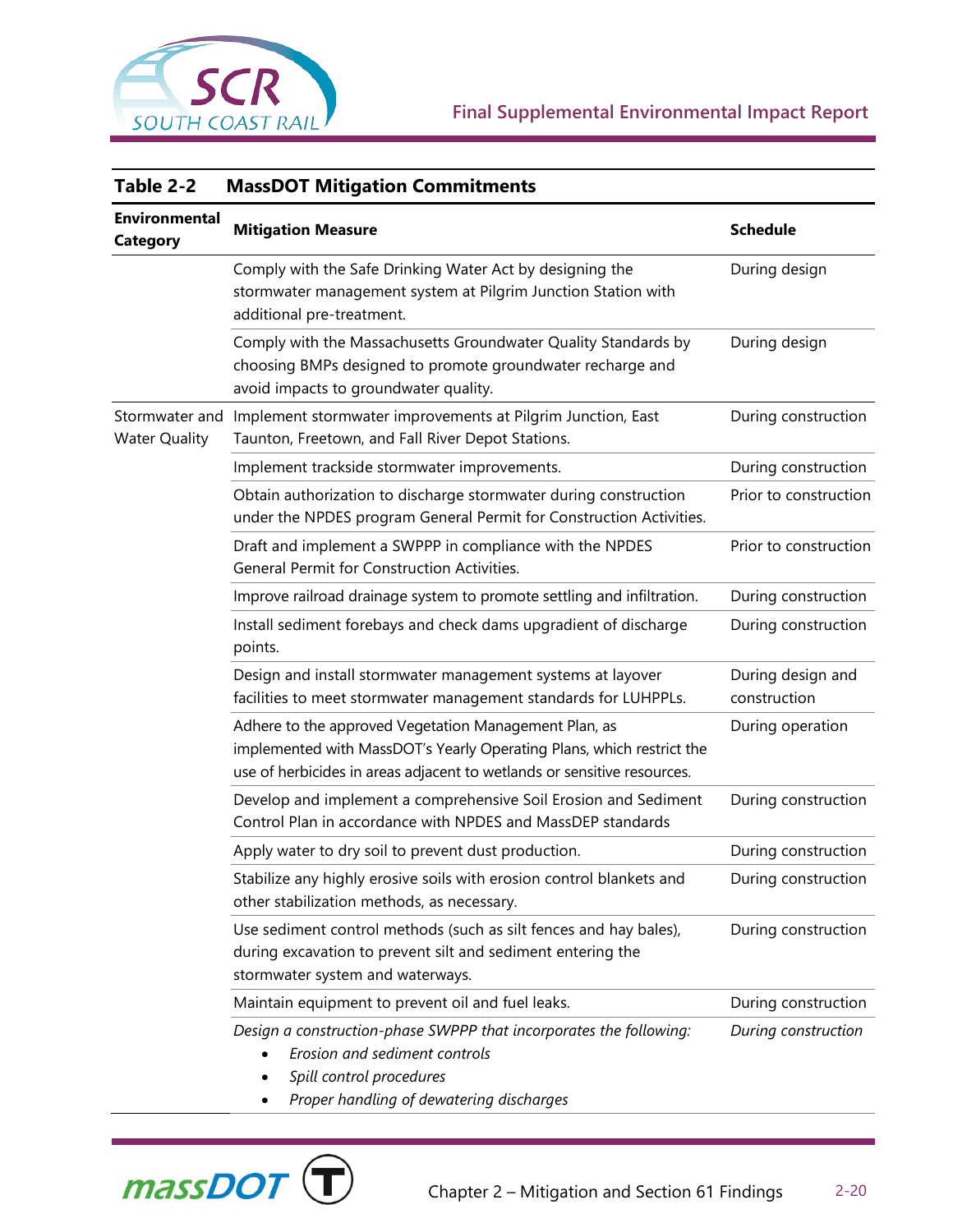**Table 2-2 MassDOT Mitigation Commitments**

| Environmental Category | Mitigation Measure | Schedule |
| --- | --- | --- |
| | Comply with the Safe Drinking Water Act by designing the stormwater management system at Pilgrim Junction Station with additional pre-treatment. | During design |
| | Comply with the Massachusetts Groundwater Quality Standards by choosing BMPs designed to promote groundwater recharge and avoid impacts to groundwater quality. | During design |
| Stormwater and Water Quality | Implement stormwater improvements at Pilgrim Junction, East Taunton, Freetown, and Fall River Depot Stations. | During construction |
| | Implement trackside stormwater improvements. | During construction |
| | Obtain authorization to discharge stormwater during construction under the NPDES program General Permit for Construction Activities. | Prior to construction |
| | Draft and implement a SWPPP in compliance with the NPDES General Permit for Construction Activities. | Prior to construction |
| | Improve railroad drainage system to promote settling and infiltration. | During construction |
| | Install sediment forebays and check dams upgradient of discharge points. | During construction |
| | Design and install stormwater management systems at layover facilities to meet stormwater management standards for LUHPPLs. | During design and construction |
| | Adhere to the approved Vegetation Management Plan, as implemented with MassDOT's Yearly Operating Plans, which restrict the use of herbicides in areas adjacent to wetlands or sensitive resources. | During operation |
| | Develop and implement a comprehensive Soil Erosion and Sediment Control Plan in accordance with NPDES and MassDEP standards | During construction |
| | Apply water to dry soil to prevent dust production. | During construction |
| | Stabilize any highly erosive soils with erosion control blankets and other stabilization methods, as necessary. | During construction |
| | Use sediment control methods (such as silt fences and hay bales), during excavation to prevent silt and sediment entering the stormwater system and waterways. | During construction |
| | Maintain equipment to prevent oil and fuel leaks. | During construction |
| | *Design a construction-phase SWPPP that incorporates the following:* <br>• *Erosion and sediment controls* <br>• *Spill control procedures* <br>• *Proper handling of dewatering discharges* | *During construction* |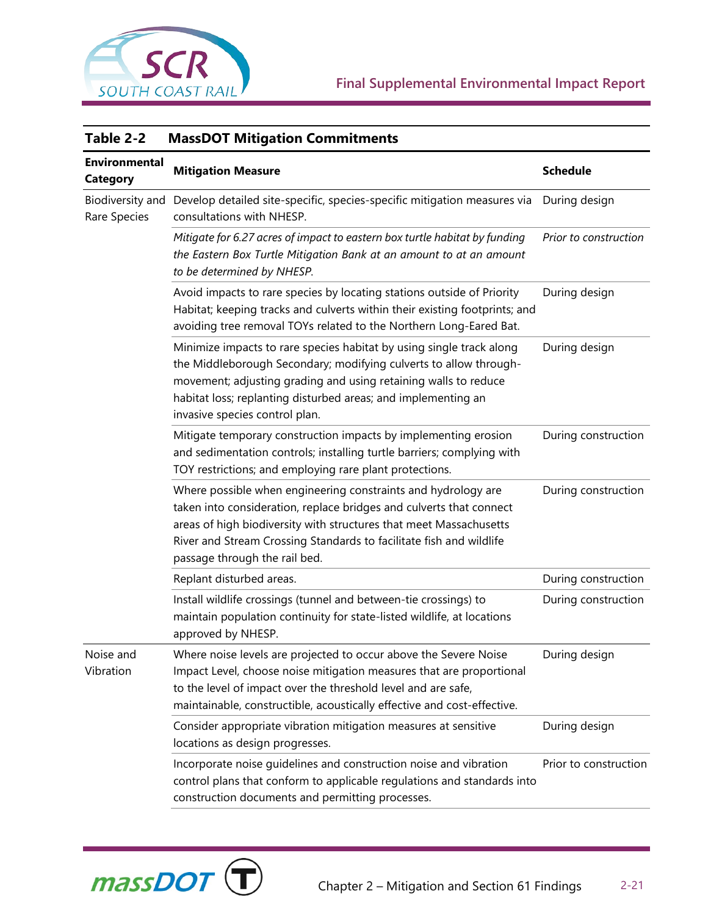**Table 2-2 MassDOT Mitigation Commitments**

| Environmental Category | Mitigation Measure | Schedule |
|---|---|---|
| Biodiversity and Rare Species | Develop detailed site-specific, species-specific mitigation measures via consultations with NHESP. | During design |
| | *Mitigate for 6.27 acres of impact to eastern box turtle habitat by funding the Eastern Box Turtle Mitigation Bank at an amount to at an amount to be determined by NHESP.* | *Prior to construction* |
| | Avoid impacts to rare species by locating stations outside of Priority Habitat; keeping tracks and culverts within their existing footprints; and avoiding tree removal TOYs related to the Northern Long-Eared Bat. | During design |
| | Minimize impacts to rare species habitat by using single track along the Middleborough Secondary; modifying culverts to allow through-movement; adjusting grading and using retaining walls to reduce habitat loss; replanting disturbed areas; and implementing an invasive species control plan. | During design |
| | Mitigate temporary construction impacts by implementing erosion and sedimentation controls; installing turtle barriers; complying with TOY restrictions; and employing rare plant protections. | During construction |
| | Where possible when engineering constraints and hydrology are taken into consideration, replace bridges and culverts that connect areas of high biodiversity with structures that meet Massachusetts River and Stream Crossing Standards to facilitate fish and wildlife passage through the rail bed. | During construction |
| | Replant disturbed areas. | During construction |
| | Install wildlife crossings (tunnel and between-tie crossings) to maintain population continuity for state-listed wildlife, at locations approved by NHESP. | During construction |
| Noise and Vibration | Where noise levels are projected to occur above the Severe Noise Impact Level, choose noise mitigation measures that are proportional to the level of impact over the threshold level and are safe, maintainable, constructible, acoustically effective and cost-effective. | During design |
| | Consider appropriate vibration mitigation measures at sensitive locations as design progresses. | During design |
| | Incorporate noise guidelines and construction noise and vibration control plans that conform to applicable regulations and standards into construction documents and permitting processes. | Prior to construction |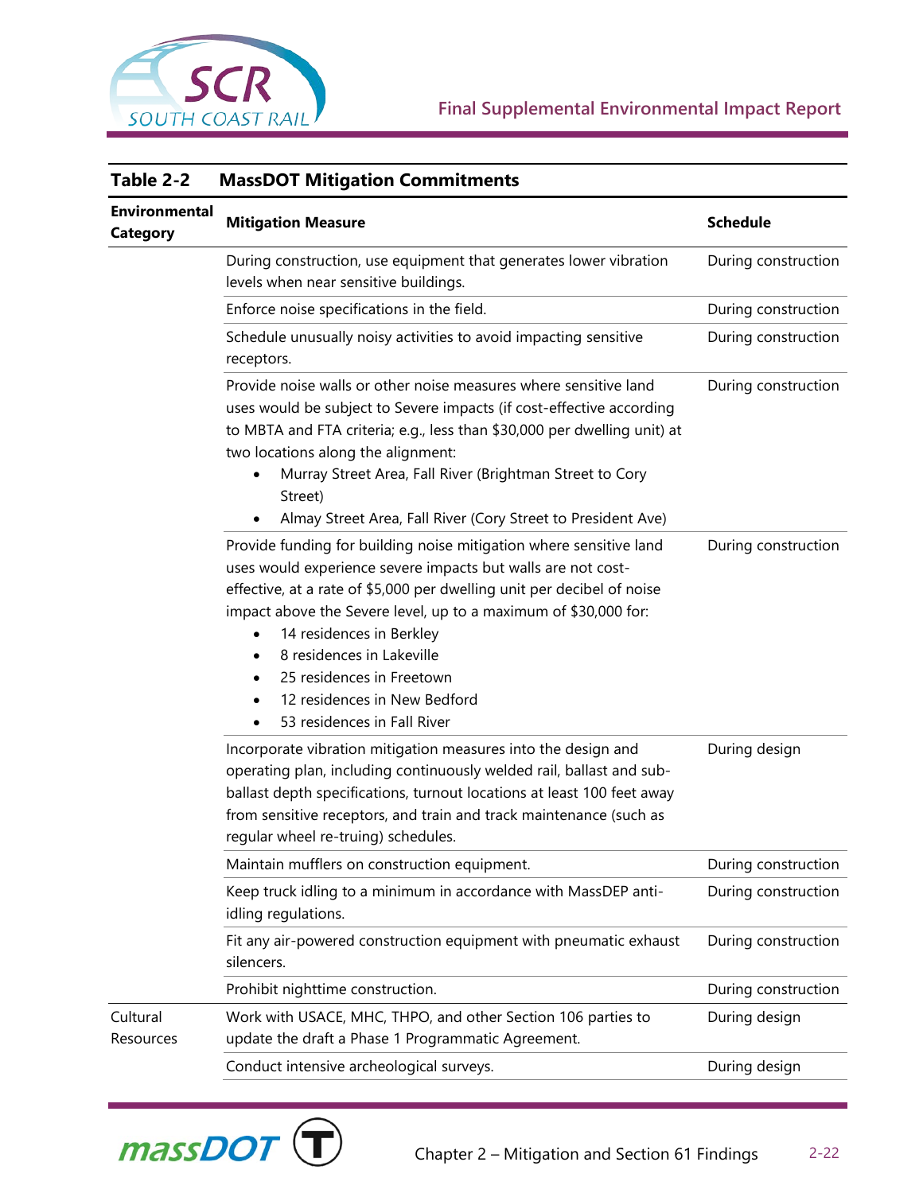**Table 2-2 MassDOT Mitigation Commitments**

| Environmental Category | Mitigation Measure | Schedule |
|---|---|---|
| | During construction, use equipment that generates lower vibration levels when near sensitive buildings. | During construction |
| | Enforce noise specifications in the field. | During construction |
| | Schedule unusually noisy activities to avoid impacting sensitive receptors. | During construction |
| | Provide noise walls or other noise measures where sensitive land uses would be subject to Severe impacts (if cost-effective according to MBTA and FTA criteria; e.g., less than $30,000 per dwelling unit) at two locations along the alignment: <br>• Murray Street Area, Fall River (Brightman Street to Cory Street) <br>• Almay Street Area, Fall River (Cory Street to President Ave) | During construction |
| | Provide funding for building noise mitigation where sensitive land uses would experience severe impacts but walls are not cost-effective, at a rate of $5,000 per dwelling unit per decibel of noise impact above the Severe level, up to a maximum of $30,000 for: <br>• 14 residences in Berkley <br>• 8 residences in Lakeville <br>• 25 residences in Freetown <br>• 12 residences in New Bedford <br>• 53 residences in Fall River | During construction |
| | Incorporate vibration mitigation measures into the design and operating plan, including continuously welded rail, ballast and sub-ballast depth specifications, turnout locations at least 100 feet away from sensitive receptors, and train and track maintenance (such as regular wheel re-truing) schedules. | During design |
| | Maintain mufflers on construction equipment. | During construction |
| | Keep truck idling to a minimum in accordance with MassDEP anti-idling regulations. | During construction |
| | Fit any air-powered construction equipment with pneumatic exhaust silencers. | During construction |
| | Prohibit nighttime construction. | During construction |
| Cultural Resources | Work with USACE, MHC, THPO, and other Section 106 parties to update the draft a Phase 1 Programmatic Agreement. | During design |
| | Conduct intensive archeological surveys. | During design |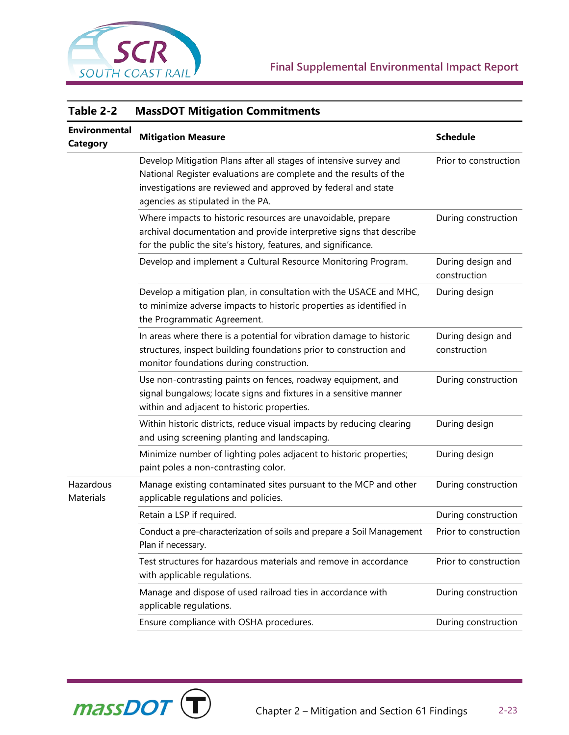**Table 2-2 MassDOT Mitigation Commitments**

| Environmental Category | Mitigation Measure | Schedule |
|---|---|---|
| | Develop Mitigation Plans after all stages of intensive survey and National Register evaluations are complete and the results of the investigations are reviewed and approved by federal and state agencies as stipulated in the PA. | Prior to construction |
| | Where impacts to historic resources are unavoidable, prepare archival documentation and provide interpretive signs that describe for the public the site's history, features, and significance. | During construction |
| | Develop and implement a Cultural Resource Monitoring Program. | During design and construction |
| | Develop a mitigation plan, in consultation with the USACE and MHC, to minimize adverse impacts to historic properties as identified in the Programmatic Agreement. | During design |
| | In areas where there is a potential for vibration damage to historic structures, inspect building foundations prior to construction and monitor foundations during construction. | During design and construction |
| | Use non-contrasting paints on fences, roadway equipment, and signal bungalows; locate signs and fixtures in a sensitive manner within and adjacent to historic properties. | During construction |
| | Within historic districts, reduce visual impacts by reducing clearing and using screening planting and landscaping. | During design |
| | Minimize number of lighting poles adjacent to historic properties; paint poles a non-contrasting color. | During design |
| Hazardous Materials | Manage existing contaminated sites pursuant to the MCP and other applicable regulations and policies. | During construction |
| | Retain a LSP if required. | During construction |
| | Conduct a pre-characterization of soils and prepare a Soil Management Plan if necessary. | Prior to construction |
| | Test structures for hazardous materials and remove in accordance with applicable regulations. | Prior to construction |
| | Manage and dispose of used railroad ties in accordance with applicable regulations. | During construction |
| | Ensure compliance with OSHA procedures. | During construction |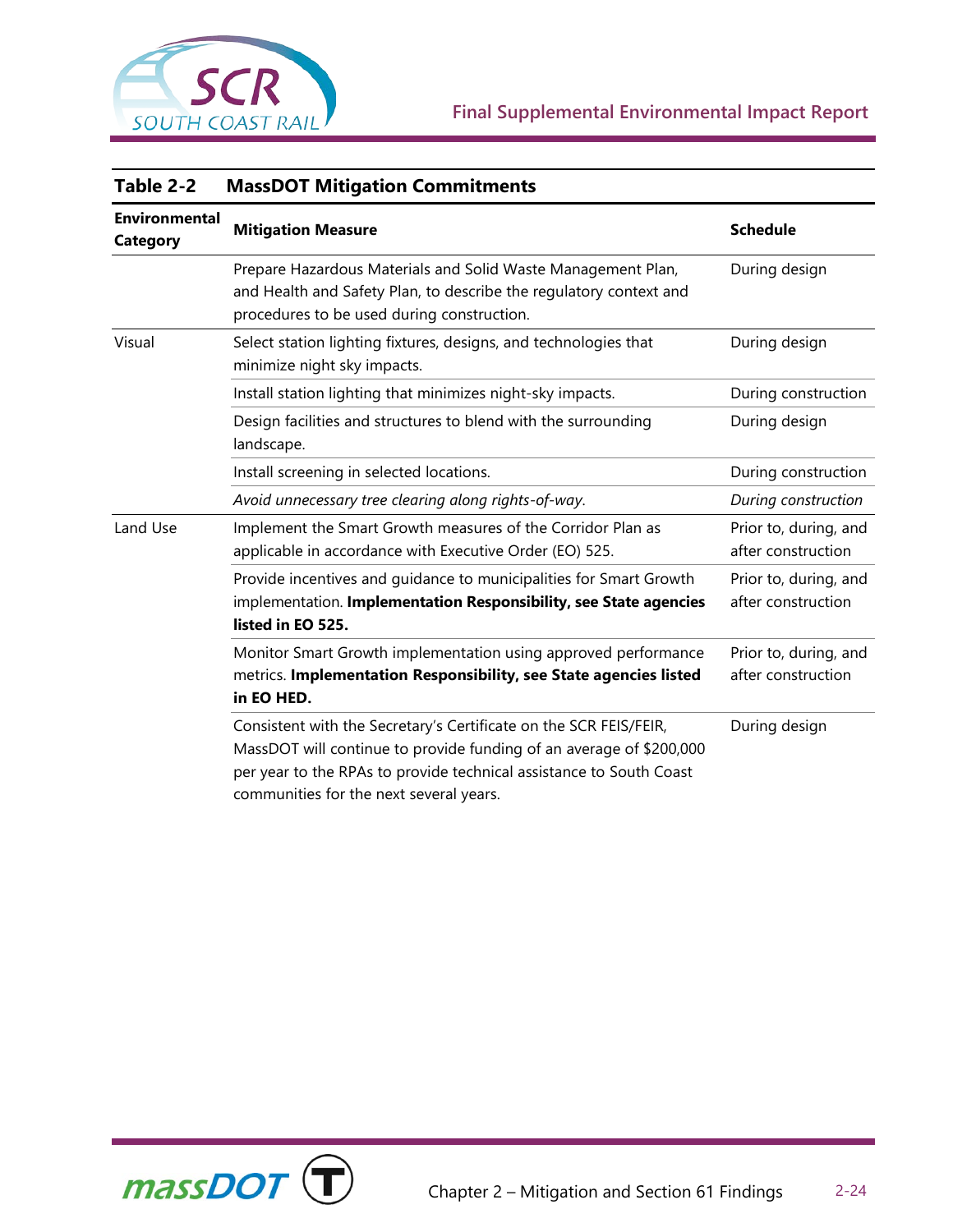**Table 2-2 MassDOT Mitigation Commitments**

| Environmental Category | Mitigation Measure | Schedule |
|---|---|---|
| | Prepare Hazardous Materials and Solid Waste Management Plan, and Health and Safety Plan, to describe the regulatory context and procedures to be used during construction. | During design |
| Visual | Select station lighting fixtures, designs, and technologies that minimize night sky impacts. | During design |
| | Install station lighting that minimizes night-sky impacts. | During construction |
| | Design facilities and structures to blend with the surrounding landscape. | During design |
| | Install screening in selected locations. | During construction |
| | *Avoid unnecessary tree clearing along rights-of-way.* | *During construction* |
| Land Use | Implement the Smart Growth measures of the Corridor Plan as applicable in accordance with Executive Order (EO) 525. | Prior to, during, and after construction |
| | Provide incentives and guidance to municipalities for Smart Growth implementation. **Implementation Responsibility, see State agencies listed in EO 525.** | Prior to, during, and after construction |
| | Monitor Smart Growth implementation using approved performance metrics. **Implementation Responsibility, see State agencies listed in EO HED.** | Prior to, during, and after construction |
| | Consistent with the Secretary's Certificate on the SCR FEIS/FEIR, MassDOT will continue to provide funding of an average of $200,000 per year to the RPAs to provide technical assistance to South Coast communities for the next several years. | During design |